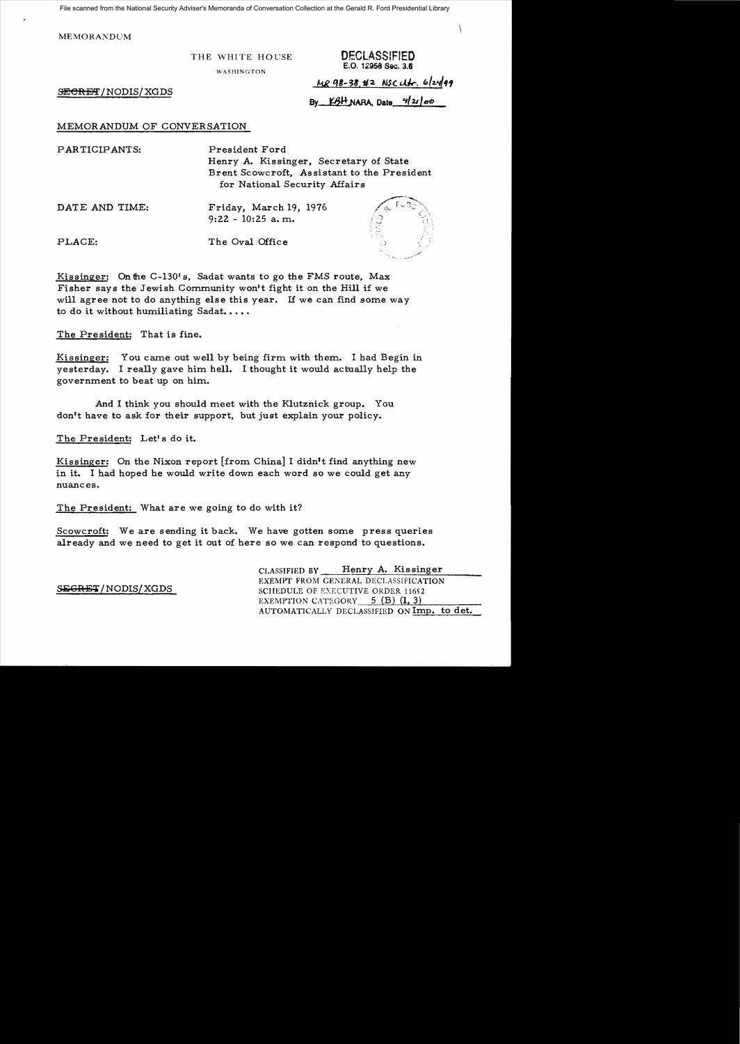File scanned from the National Security Adviser's Memoranda of Conversation Collection at the Gerald R. Ford Presidential Library

MEMORANDUM

THE WHITE HOUSE

WASHINGTON

**DECLASSIFIED**
E.O. 12958 Sec. 3.6

MR 98-38, #2 NSC ltr. 6/24/99

By KBH NARA, Date 4/21/00

~~SECRET~~/NODIS/XGDS

MEMORANDUM OF CONVERSATION

PARTICIPANTS: President Ford
Henry A. Kissinger, Secretary of State
Brent Scowcroft, Assistant to the President for National Security Affairs

DATE AND TIME: Friday, March 19, 1976
9:22 - 10:25 a.m.

PLACE: The Oval Office

Kissinger: On the C-130's, Sadat wants to go the FMS route, Max Fisher says the Jewish Community won't fight it on the Hill if we will agree not to do anything else this year. If we can find some way to do it without humiliating Sadat.....

The President: That is fine.

Kissinger: You came out well by being firm with them. I had Begin in yesterday. I really gave him hell. I thought it would actually help the government to beat up on him.

And I think you should meet with the Klutznick group. You don't have to ask for their support, but just explain your policy.

The President: Let's do it.

Kissinger: On the Nixon report [from China] I didn't find anything new in it. I had hoped he would write down each word so we could get any nuances.

The President: What are we going to do with it?

Scowcroft: We are sending it back. We have gotten some press queries already and we need to get it out of here so we can respond to questions.

~~SECRET~~/NODIS/XGDS

CLASSIFIED BY Henry A. Kissinger
EXEMPT FROM GENERAL DECLASSIFICATION
SCHEDULE OF EXECUTIVE ORDER 11652
EXEMPTION CATEGORY 5 (B) (1, 3)
AUTOMATICALLY DECLASSIFIED ON Imp. to det.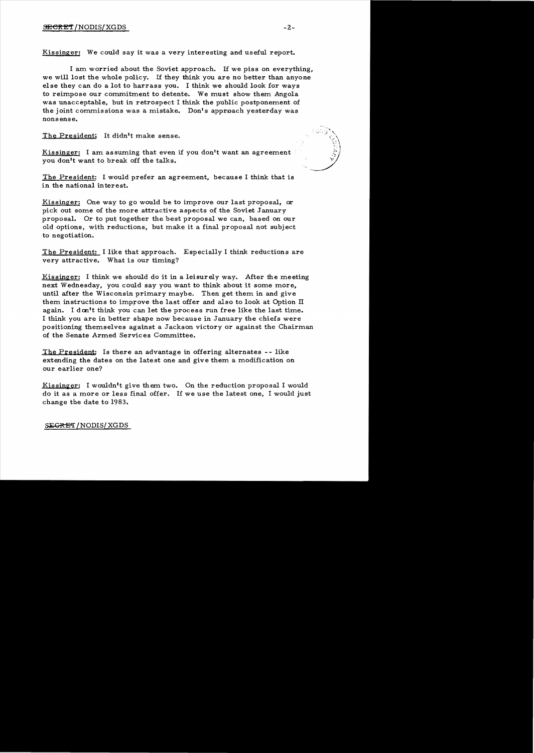Kissinger: We could say it was a very interesting and useful report.

I am worried about the Soviet approach. If we piss on everything, we will lost the whole policy. If they think you are no better than anyone else they can do a lot to harrass you. I think we should look for ways to reimpose our commitment to detente. We must show them Angola was unacceptable, but in retrospect I think the public postponement of the joint commissions was a mistake. Don's approach yesterday was nonsense.

The President: It didn't make sense.

Kissinger: I am assuming that even if you don't want an agreement you don't want to break off the talks.

The President: I would prefer an agreement, because I think that is in the national interest.

Kissinger: One way to go would be to improve our last proposal, or pick out some of the more attractive aspects of the Soviet January proposal. Or to put together the best proposal we can, based on our old options, with reductions, but make it a final proposal not subject to negotiation.

The President: I like that approach. Especially I think reductions are very attractive. What is our timing?

Kissinger: I think we should do it in a leisurely way. After the meeting next Wednesday, you could say you want to think about it some more, until after the Wisconsin primary maybe. Then get them in and give them instructions to improve the last offer and also to look at Option II again. I don't think you can let the process run free like the last time. I think you are in better shape now because in January the chiefs were positioning themselves against a Jackson victory or against the Chairman of the Senate Armed Services Committee.

The President: Is there an advantage in offering alternates -- like extending the dates on the latest one and give them a modification on our earlier one?

Kissinger: I wouldn't give them two. On the reduction proposal I would do it as a more or less final offer. If we use the latest one, I would just change the date to 1983.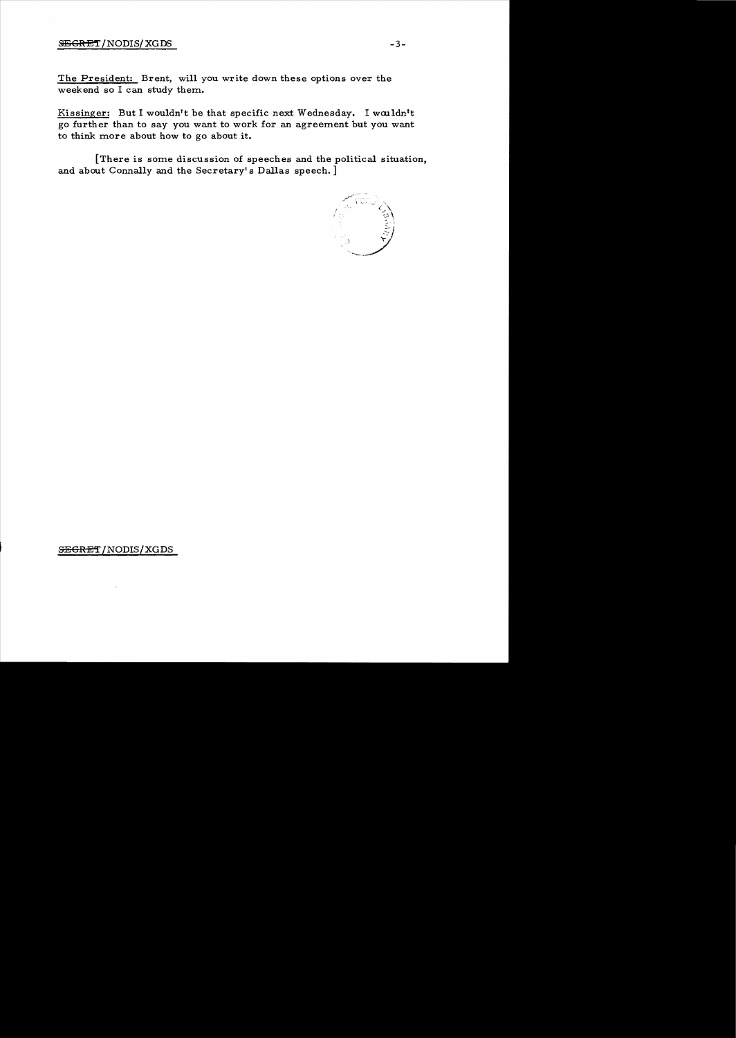The President: Brent, will you write down these options over the weekend so I can study them.

Kissinger: But I wouldn't be that specific next Wednesday. I wouldn't go further than to say you want to work for an agreement but you want to think more about how to go about it.

[There is some discussion of speeches and the political situation, and about Connally and the Secretary's Dallas speech.]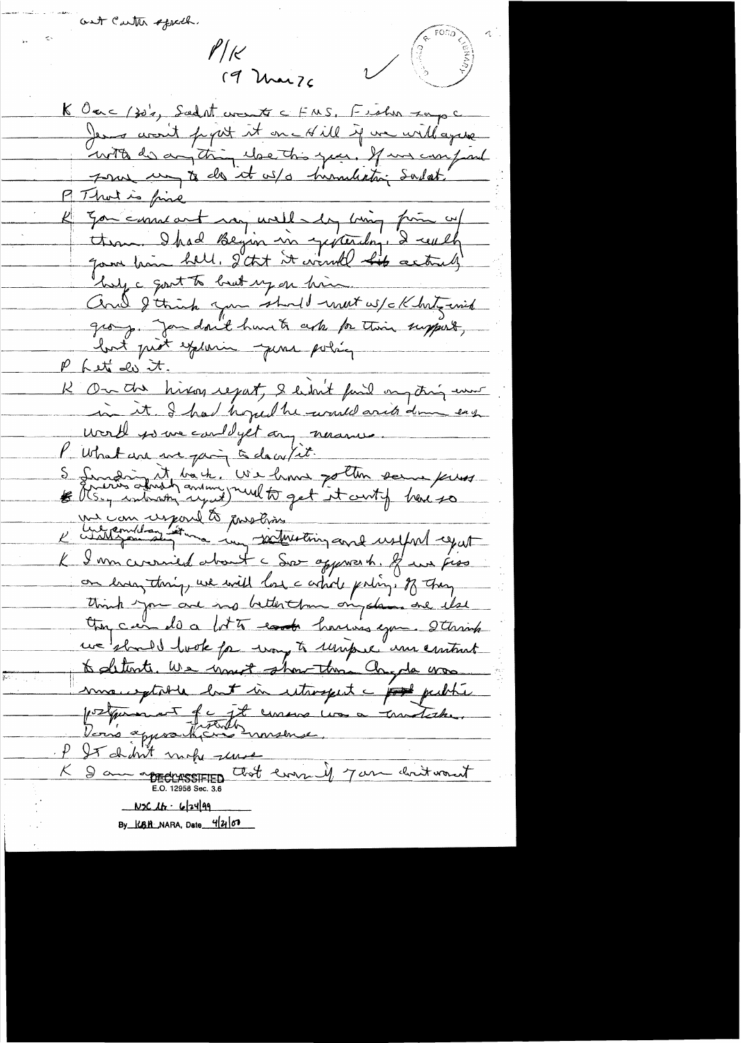out Carter speech.

P/K
19 Mar 76

K Dec (30's), Sadat wants c FMS. Fisher says c Jews won't fight it on c Hill if we will agree with do anything else this year. If we can find some way to do it w/o humiliating Sadat.

P That is fine

K You cannot say well — by being firm w/ them. I had Begin in yesterday. I really gave him hell. I ~~th~~ it would actually help c govt to beat up on him.
And I think you should meet w/ c K hut ~~and~~ group. You don't have to ask for their support, but just explain your policy.

P Let's do it.

K On the Nixon report, I didn't find anything new in it. I had hoped he would ~~write~~ down enough words so we could get any nuance.

P What are we going to do w/ it.

S Sending it back. We have gotten some press (Rs, ~~individually~~ argued) need to get it out if have so we can respond to questions.

K Interesting, especially ~~in~~ interesting and useful report

K I am worried about c Sov approach. If we press on everything, we will lose c whole policy. If they think you are no better than anyone else they can do a lot to ~~cont~~ harass you. I think we should look for ways to reinforce our contact to détente. We must show them Angola was unacceptable but in retrospect c ~~pub~~ public postponement of c jt commission was a mistake.
Doris approach (~~~~) ~~~~ nonsense.

P It didn't make sense

K I am ~~~~ ~~~~ that even if you don't want

DECLASSIFIED
E.O. 12958 Sec. 3.6
NSC Ltr. 6/24/99
By KBH NARA, Date 4/21/00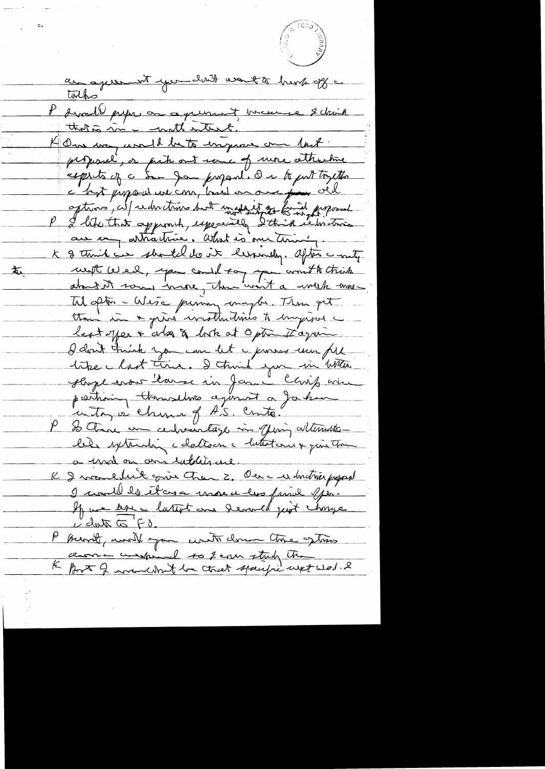an agreement you don't want to break off the talks

P I would prefer an agreement, because I think that is in the nat. interest.

K One way would be to improve on last proposal, or pick out some of more attractive aspects of the Jan proposal. Or to put together the best proposal we can, based on our old options, w/ reductions but not subject to final proposal.

P I like that approach, especially I think reductions are very attractive. What is our timing.

K I think we should do it leisurely. After the mtg Wed, you could say you want to think about it some more, then wait a week or so til after Wis. primary maybe. Then get them in & give instructions to improve the last offer & also to look at Option II again. I don't think you can let the process run full like the last time. I think you in better shape now because in Jan the Chiefs were positioning themselves against a Jackson entry or chance of A.S. Cmte.

P So there an advantage in giving alternatives like reductions, the bottom & the letter & give them a word on our intentions.

K I wouldn't give them 2. Once the reduction proposal I would do it as a more or less final offer. If we use the latest one I would just change the date to '80.

P Meanwhile, won't you write down three options we are considering so I can study them.

K But I wouldn't be that specific next Wed. I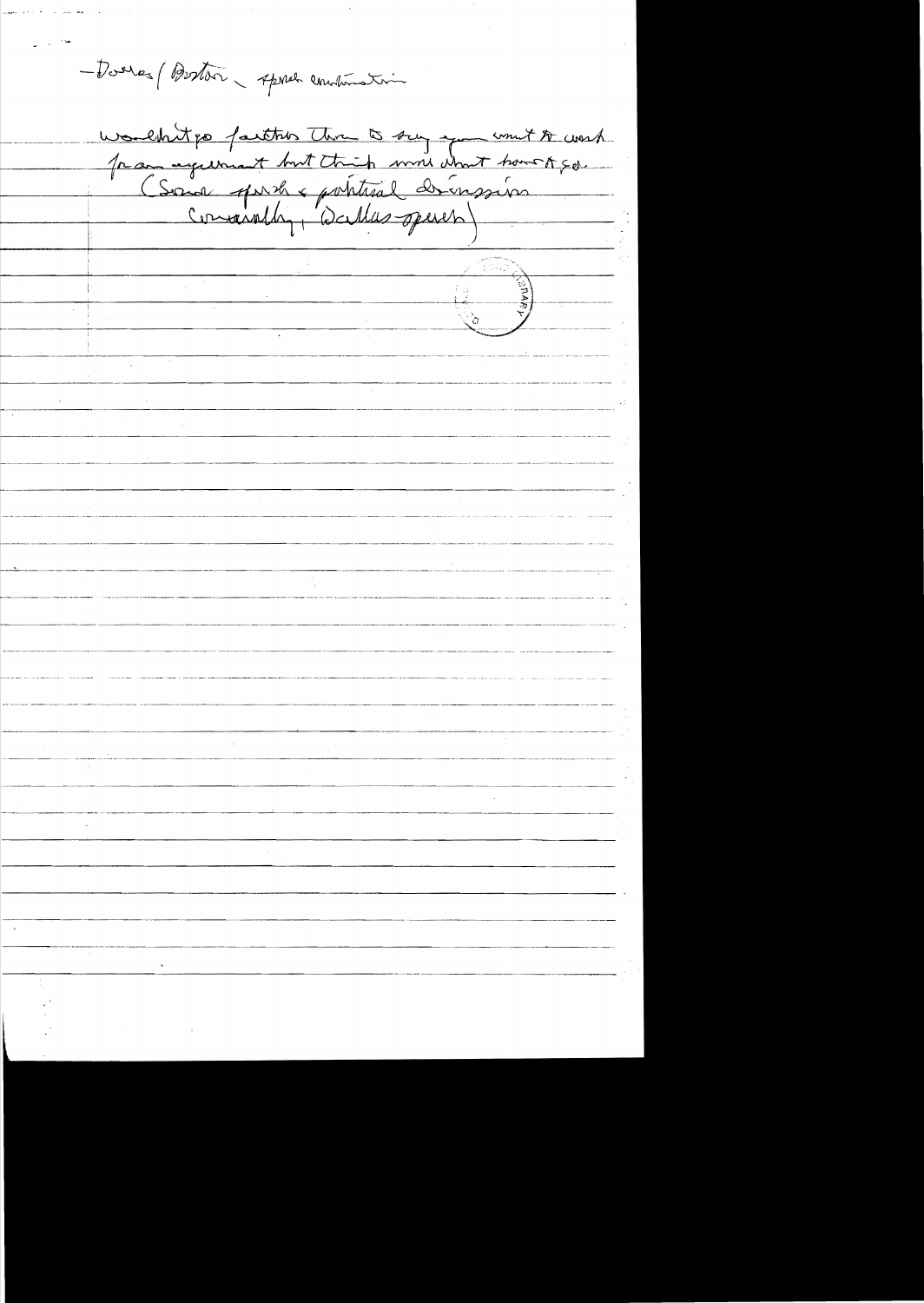-Dallas / Boston - speech continuation

Wouldn't go further than to say you want to work for an agreement but think more about how to go.
(Soviet speech & political discussion
Community, Dallas speech)